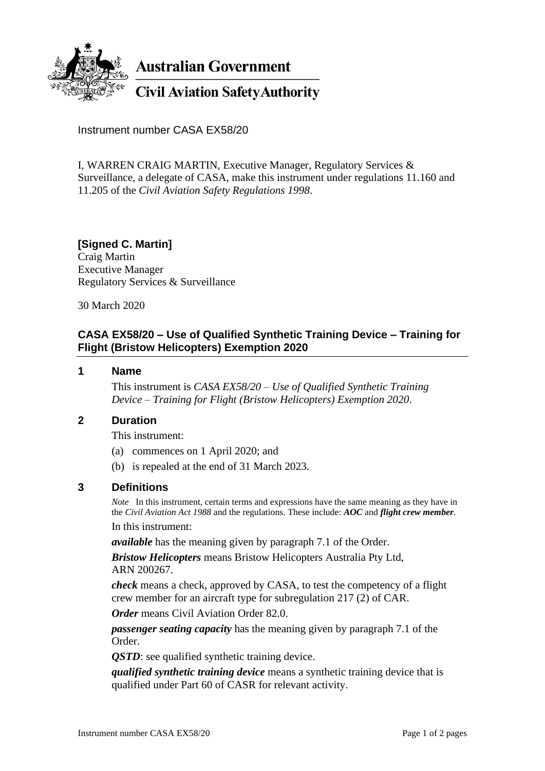**Australian Government**

**Civil Aviation Safety Authority**

Instrument number CASA EX58/20

I, WARREN CRAIG MARTIN, Executive Manager, Regulatory Services & Surveillance, a delegate of CASA, make this instrument under regulations 11.160 and 11.205 of the *Civil Aviation Safety Regulations 1998*.

**[Signed C. Martin]**
Craig Martin
Executive Manager
Regulatory Services & Surveillance

30 March 2020

## CASA EX58/20 – Use of Qualified Synthetic Training Device – Training for Flight (Bristow Helicopters) Exemption 2020

### 1 Name

This instrument is *CASA EX58/20 – Use of Qualified Synthetic Training Device – Training for Flight (Bristow Helicopters) Exemption 2020*.

### 2 Duration

This instrument:

(a) commences on 1 April 2020; and

(b) is repealed at the end of 31 March 2023.

### 3 Definitions

*Note* In this instrument, certain terms and expressions have the same meaning as they have in the *Civil Aviation Act 1988* and the regulations. These include: ***AOC*** and ***flight crew member***.

In this instrument:

***available*** has the meaning given by paragraph 7.1 of the Order.

***Bristow Helicopters*** means Bristow Helicopters Australia Pty Ltd, ARN 200267.

***check*** means a check, approved by CASA, to test the competency of a flight crew member for an aircraft type for subregulation 217 (2) of CAR.

***Order*** means Civil Aviation Order 82.0.

***passenger seating capacity*** has the meaning given by paragraph 7.1 of the Order.

***QSTD***: see qualified synthetic training device.

***qualified synthetic training device*** means a synthetic training device that is qualified under Part 60 of CASR for relevant activity.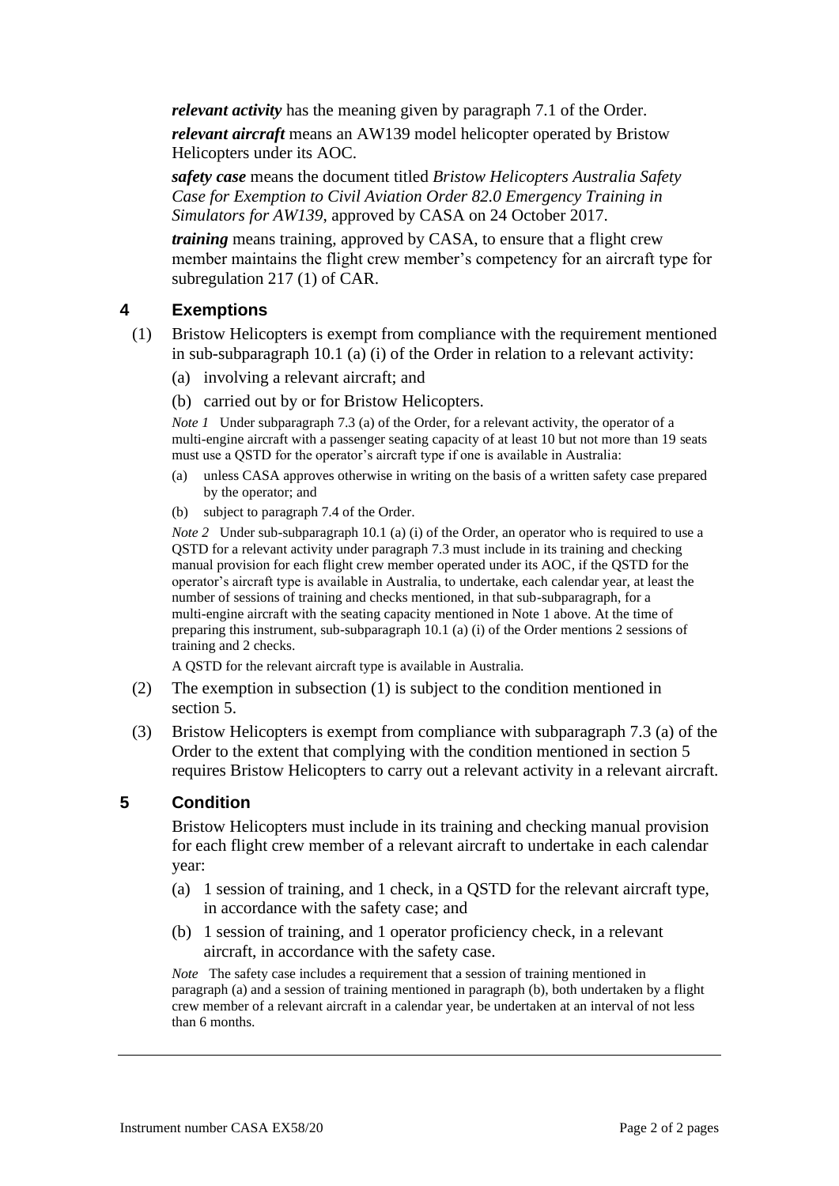***relevant activity*** has the meaning given by paragraph 7.1 of the Order.

***relevant aircraft*** means an AW139 model helicopter operated by Bristow Helicopters under its AOC.

***safety case*** means the document titled *Bristow Helicopters Australia Safety Case for Exemption to Civil Aviation Order 82.0 Emergency Training in Simulators for AW139*, approved by CASA on 24 October 2017.

***training*** means training, approved by CASA, to ensure that a flight crew member maintains the flight crew member's competency for an aircraft type for subregulation 217 (1) of CAR.

## 4 Exemptions

(1) Bristow Helicopters is exempt from compliance with the requirement mentioned in sub-subparagraph 10.1 (a) (i) of the Order in relation to a relevant activity:

(a) involving a relevant aircraft; and

(b) carried out by or for Bristow Helicopters.

*Note 1* Under subparagraph 7.3 (a) of the Order, for a relevant activity, the operator of a multi-engine aircraft with a passenger seating capacity of at least 10 but not more than 19 seats must use a QSTD for the operator's aircraft type if one is available in Australia:

(a) unless CASA approves otherwise in writing on the basis of a written safety case prepared by the operator; and

(b) subject to paragraph 7.4 of the Order.

*Note 2* Under sub-subparagraph 10.1 (a) (i) of the Order, an operator who is required to use a QSTD for a relevant activity under paragraph 7.3 must include in its training and checking manual provision for each flight crew member operated under its AOC, if the QSTD for the operator's aircraft type is available in Australia, to undertake, each calendar year, at least the number of sessions of training and checks mentioned, in that sub-subparagraph, for a multi-engine aircraft with the seating capacity mentioned in Note 1 above. At the time of preparing this instrument, sub-subparagraph 10.1 (a) (i) of the Order mentions 2 sessions of training and 2 checks.

A QSTD for the relevant aircraft type is available in Australia.

(2) The exemption in subsection (1) is subject to the condition mentioned in section 5.

(3) Bristow Helicopters is exempt from compliance with subparagraph 7.3 (a) of the Order to the extent that complying with the condition mentioned in section 5 requires Bristow Helicopters to carry out a relevant activity in a relevant aircraft.

## 5 Condition

Bristow Helicopters must include in its training and checking manual provision for each flight crew member of a relevant aircraft to undertake in each calendar year:

(a) 1 session of training, and 1 check, in a QSTD for the relevant aircraft type, in accordance with the safety case; and

(b) 1 session of training, and 1 operator proficiency check, in a relevant aircraft, in accordance with the safety case.

*Note* The safety case includes a requirement that a session of training mentioned in paragraph (a) and a session of training mentioned in paragraph (b), both undertaken by a flight crew member of a relevant aircraft in a calendar year, be undertaken at an interval of not less than 6 months.